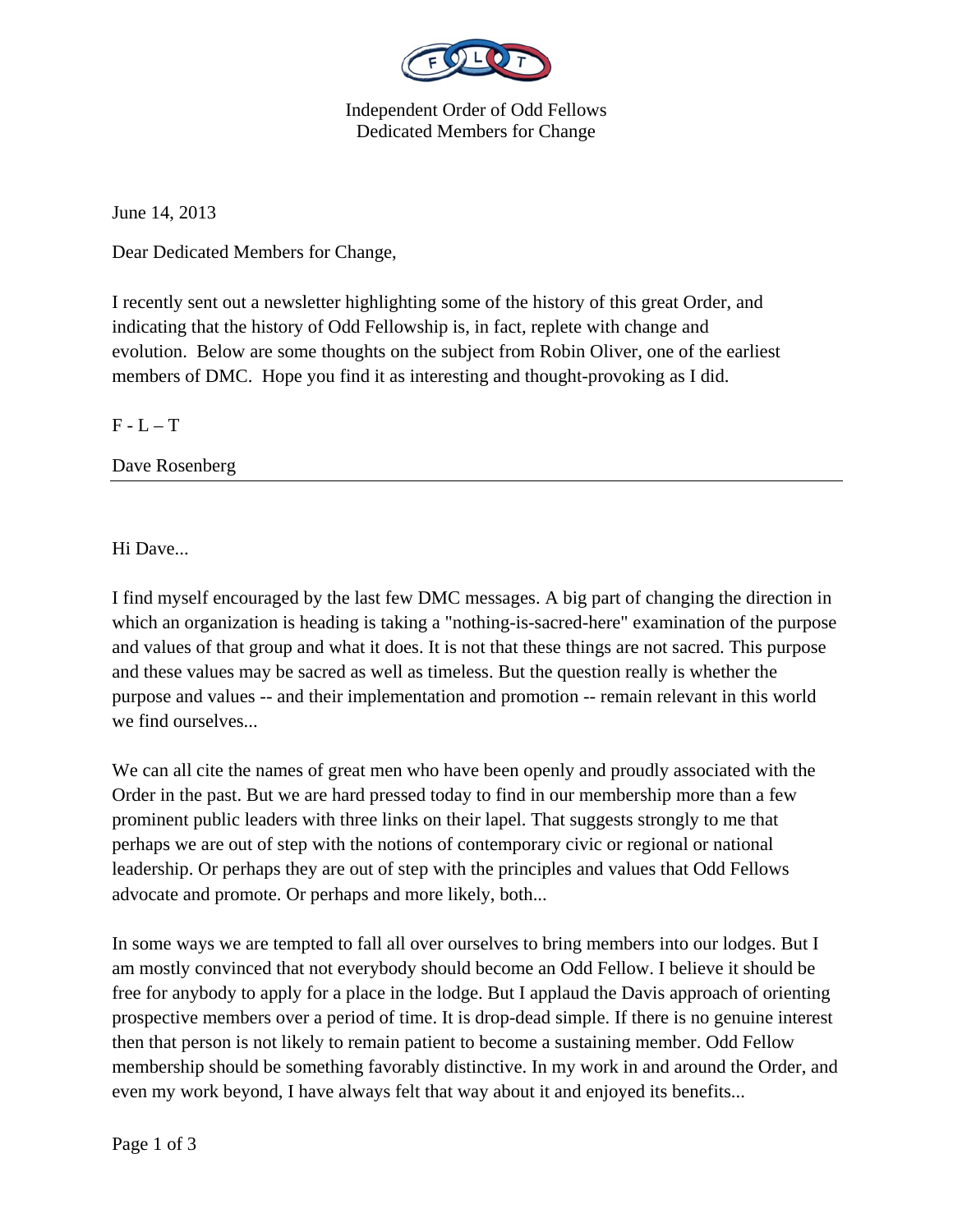Independent Order of Odd Fellows
Dedicated Members for Change

June 14, 2013

Dear Dedicated Members for Change,

I recently sent out a newsletter highlighting some of the history of this great Order, and indicating that the history of Odd Fellowship is, in fact, replete with change and evolution. Below are some thoughts on the subject from Robin Oliver, one of the earliest members of DMC. Hope you find it as interesting and thought-provoking as I did.

F - L – T

Dave Rosenberg

---

Hi Dave...

I find myself encouraged by the last few DMC messages. A big part of changing the direction in which an organization is heading is taking a "nothing-is-sacred-here" examination of the purpose and values of that group and what it does. It is not that these things are not sacred. This purpose and these values may be sacred as well as timeless. But the question really is whether the purpose and values -- and their implementation and promotion -- remain relevant in this world we find ourselves...

We can all cite the names of great men who have been openly and proudly associated with the Order in the past. But we are hard pressed today to find in our membership more than a few prominent public leaders with three links on their lapel. That suggests strongly to me that perhaps we are out of step with the notions of contemporary civic or regional or national leadership. Or perhaps they are out of step with the principles and values that Odd Fellows advocate and promote. Or perhaps and more likely, both...

In some ways we are tempted to fall all over ourselves to bring members into our lodges. But I am mostly convinced that not everybody should become an Odd Fellow. I believe it should be free for anybody to apply for a place in the lodge. But I applaud the Davis approach of orienting prospective members over a period of time. It is drop-dead simple. If there is no genuine interest then that person is not likely to remain patient to become a sustaining member. Odd Fellow membership should be something favorably distinctive. In my work in and around the Order, and even my work beyond, I have always felt that way about it and enjoyed its benefits...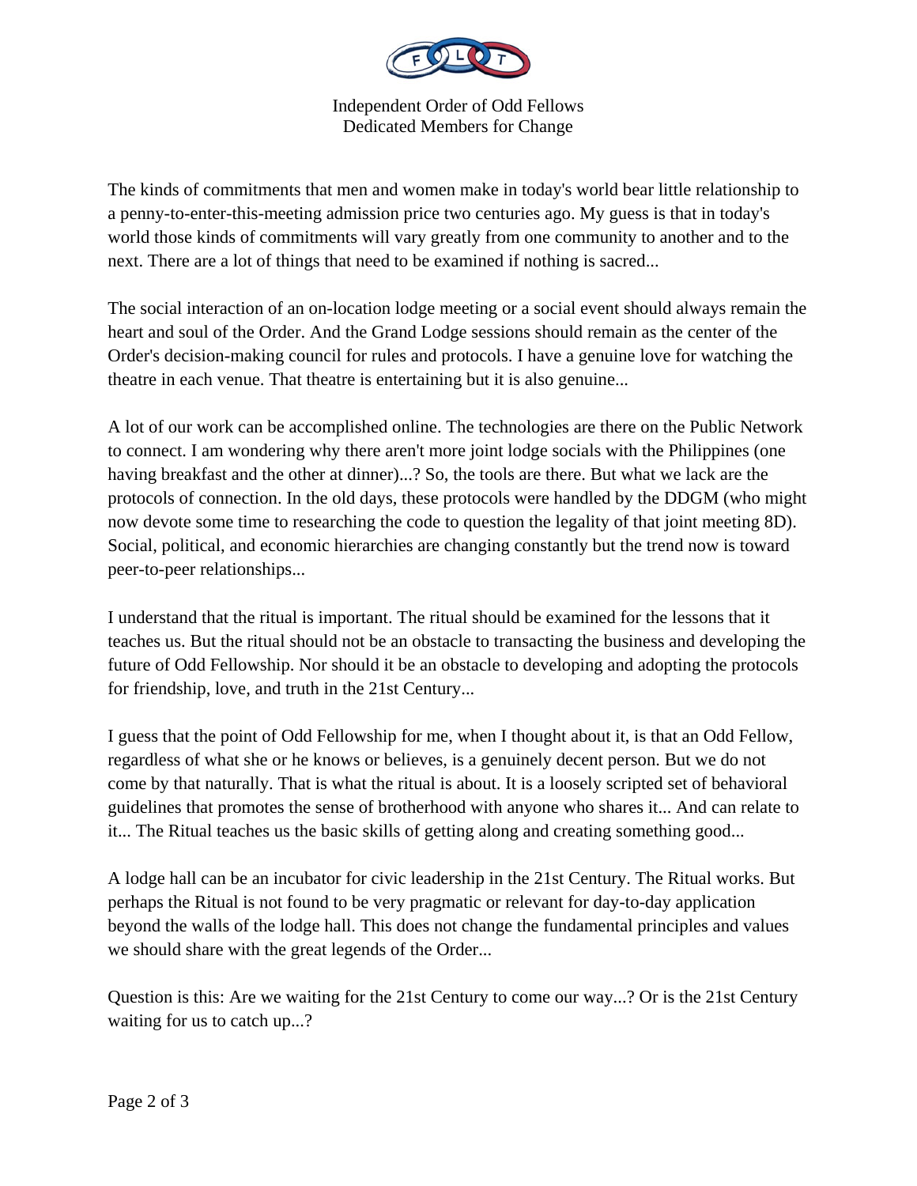The kinds of commitments that men and women make in today's world bear little relationship to a penny-to-enter-this-meeting admission price two centuries ago. My guess is that in today's world those kinds of commitments will vary greatly from one community to another and to the next. There are a lot of things that need to be examined if nothing is sacred...

The social interaction of an on-location lodge meeting or a social event should always remain the heart and soul of the Order. And the Grand Lodge sessions should remain as the center of the Order's decision-making council for rules and protocols. I have a genuine love for watching the theatre in each venue. That theatre is entertaining but it is also genuine...

A lot of our work can be accomplished online. The technologies are there on the Public Network to connect. I am wondering why there aren't more joint lodge socials with the Philippines (one having breakfast and the other at dinner)...? So, the tools are there. But what we lack are the protocols of connection. In the old days, these protocols were handled by the DDGM (who might now devote some time to researching the code to question the legality of that joint meeting 8D). Social, political, and economic hierarchies are changing constantly but the trend now is toward peer-to-peer relationships...

I understand that the ritual is important. The ritual should be examined for the lessons that it teaches us. But the ritual should not be an obstacle to transacting the business and developing the future of Odd Fellowship. Nor should it be an obstacle to developing and adopting the protocols for friendship, love, and truth in the 21st Century...

I guess that the point of Odd Fellowship for me, when I thought about it, is that an Odd Fellow, regardless of what she or he knows or believes, is a genuinely decent person. But we do not come by that naturally. That is what the ritual is about. It is a loosely scripted set of behavioral guidelines that promotes the sense of brotherhood with anyone who shares it... And can relate to it... The Ritual teaches us the basic skills of getting along and creating something good...

A lodge hall can be an incubator for civic leadership in the 21st Century. The Ritual works. But perhaps the Ritual is not found to be very pragmatic or relevant for day-to-day application beyond the walls of the lodge hall. This does not change the fundamental principles and values we should share with the great legends of the Order...

Question is this: Are we waiting for the 21st Century to come our way...? Or is the 21st Century waiting for us to catch up...?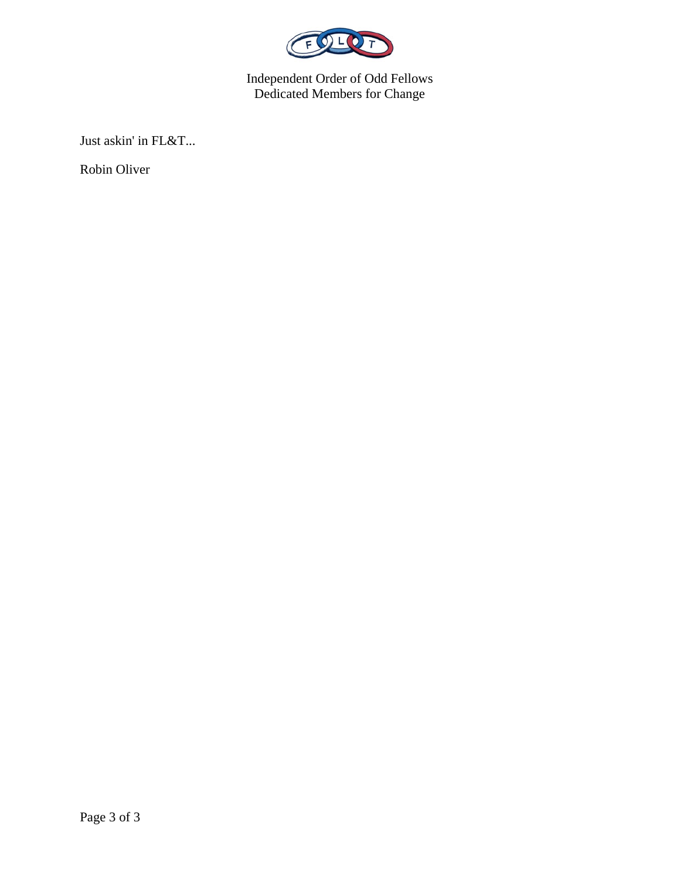Independent Order of Odd Fellows
Dedicated Members for Change

Just askin' in FL&T...

Robin Oliver